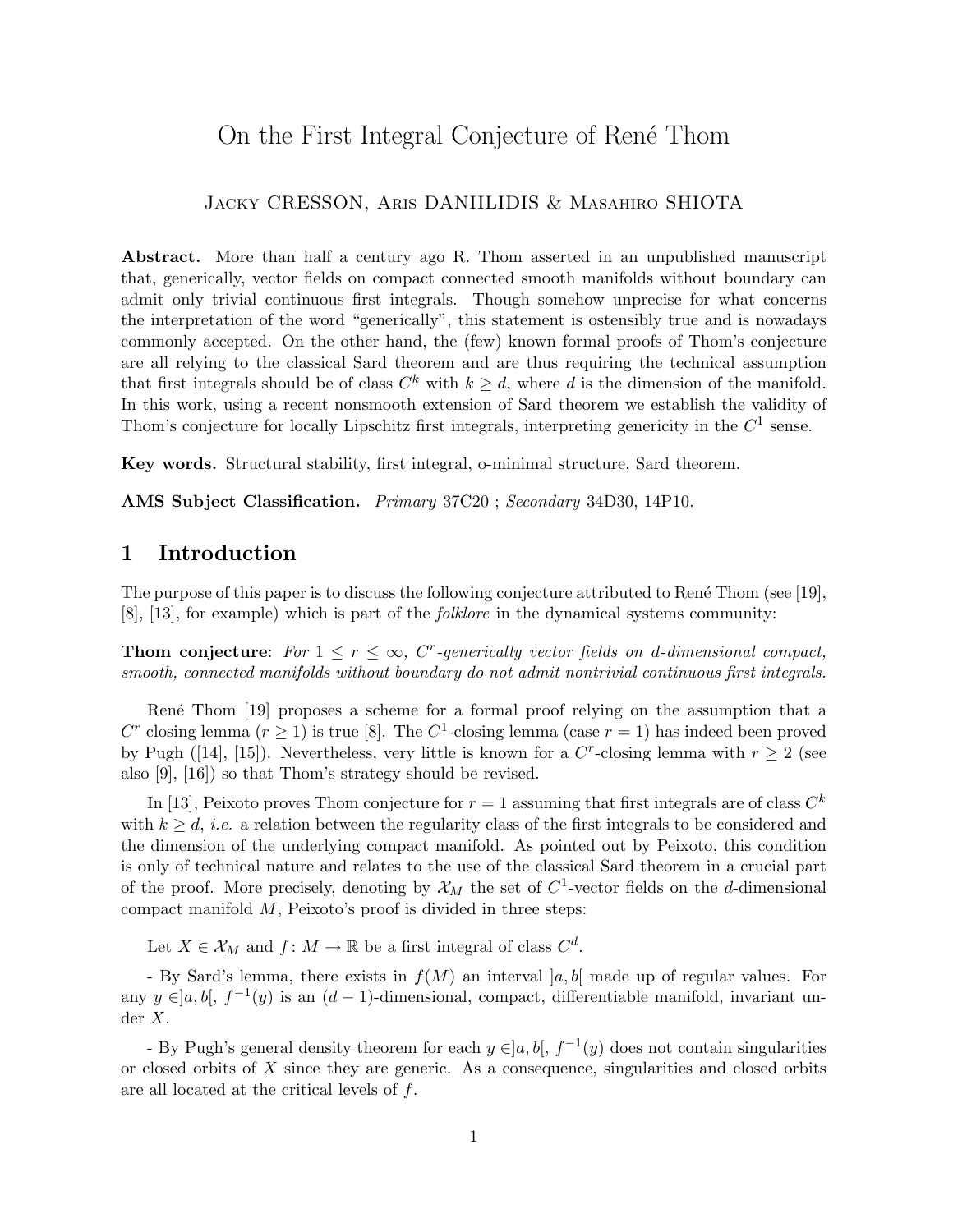# On the First Integral Conjecture of René Thom

Jacky CRESSON, Aris DANIILIDIS & Masahiro SHIOTA

**Abstract.** More than half a century ago R. Thom asserted in an unpublished manuscript that, generically, vector fields on compact connected smooth manifolds without boundary can admit only trivial continuous first integrals. Though somehow unprecise for what concerns the interpretation of the word "generically", this statement is ostensibly true and is nowadays commonly accepted. On the other hand, the (few) known formal proofs of Thom's conjecture are all relying to the classical Sard theorem and are thus requiring the technical assumption that first integrals should be of class $C^k$ with $k \geq d$, where $d$ is the dimension of the manifold. In this work, using a recent nonsmooth extension of Sard theorem we establish the validity of Thom's conjecture for locally Lipschitz first integrals, interpreting genericity in the $C^1$ sense.

**Key words.** Structural stability, first integral, o-minimal structure, Sard theorem.

**AMS Subject Classification.** *Primary* 37C20 ; *Secondary* 34D30, 14P10.

## 1 Introduction

The purpose of this paper is to discuss the following conjecture attributed to René Thom (see [19], [8], [13], for example) which is part of the *folklore* in the dynamical systems community:

**Thom conjecture**: *For $1 \leq r \leq \infty$, $C^r$-generically vector fields on $d$-dimensional compact, smooth, connected manifolds without boundary do not admit nontrivial continuous first integrals.*

René Thom [19] proposes a scheme for a formal proof relying on the assumption that a $C^r$ closing lemma ($r \geq 1$) is true [8]. The $C^1$-closing lemma (case $r = 1$) has indeed been proved by Pugh ([14], [15]). Nevertheless, very little is known for a $C^r$-closing lemma with $r \geq 2$ (see also [9], [16]) so that Thom's strategy should be revised.

In [13], Peixoto proves Thom conjecture for $r = 1$ assuming that first integrals are of class $C^k$ with $k \geq d$, *i.e.* a relation between the regularity class of the first integrals to be considered and the dimension of the underlying compact manifold. As pointed out by Peixoto, this condition is only of technical nature and relates to the use of the classical Sard theorem in a crucial part of the proof. More precisely, denoting by $\mathcal{X}_M$ the set of $C^1$-vector fields on the $d$-dimensional compact manifold $M$, Peixoto's proof is divided in three steps:

Let $X \in \mathcal{X}_M$ and $f\colon M \to \mathbb{R}$ be a first integral of class $C^d$.

- By Sard's lemma, there exists in $f(M)$ an interval $]a, b[$ made up of regular values. For any $y \in ]a, b[$, $f^{-1}(y)$ is an $(d-1)$-dimensional, compact, differentiable manifold, invariant under $X$.

- By Pugh's general density theorem for each $y \in ]a, b[$, $f^{-1}(y)$ does not contain singularities or closed orbits of $X$ since they are generic. As a consequence, singularities and closed orbits are all located at the critical levels of $f$.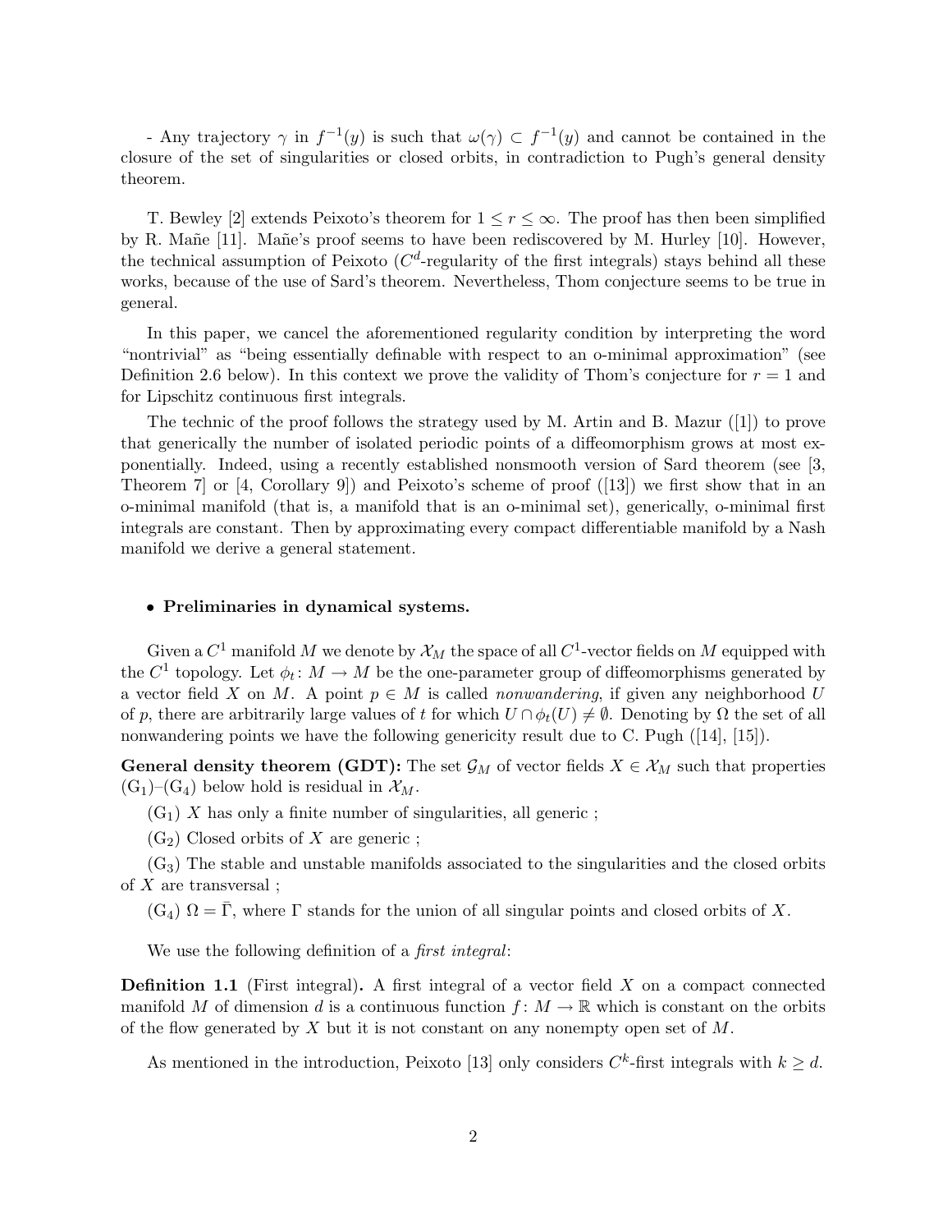- Any trajectory $\gamma$ in $f^{-1}(y)$ is such that $\omega(\gamma) \subset f^{-1}(y)$ and cannot be contained in the closure of the set of singularities or closed orbits, in contradiction to Pugh's general density theorem.

T. Bewley [2] extends Peixoto's theorem for $1 \leq r \leq \infty$. The proof has then been simplified by R. Mañe [11]. Mañe's proof seems to have been rediscovered by M. Hurley [10]. However, the technical assumption of Peixoto ($C^d$-regularity of the first integrals) stays behind all these works, because of the use of Sard's theorem. Nevertheless, Thom conjecture seems to be true in general.

In this paper, we cancel the aforementioned regularity condition by interpreting the word "nontrivial" as "being essentially definable with respect to an o-minimal approximation" (see Definition 2.6 below). In this context we prove the validity of Thom's conjecture for $r = 1$ and for Lipschitz continuous first integrals.

The technic of the proof follows the strategy used by M. Artin and B. Mazur ([1]) to prove that generically the number of isolated periodic points of a diffeomorphism grows at most exponentially. Indeed, using a recently established nonsmooth version of Sard theorem (see [3, Theorem 7] or [4, Corollary 9]) and Peixoto's scheme of proof ([13]) we first show that in an o-minimal manifold (that is, a manifold that is an o-minimal set), generically, o-minimal first integrals are constant. Then by approximating every compact differentiable manifold by a Nash manifold we derive a general statement.

- **Preliminaries in dynamical systems.**

Given a $C^1$ manifold $M$ we denote by $\mathcal{X}_M$ the space of all $C^1$-vector fields on $M$ equipped with the $C^1$ topology. Let $\phi_t \colon M \to M$ be the one-parameter group of diffeomorphisms generated by a vector field $X$ on $M$. A point $p \in M$ is called *nonwandering*, if given any neighborhood $U$ of $p$, there are arbitrarily large values of $t$ for which $U \cap \phi_t(U) \neq \emptyset$. Denoting by $\Omega$ the set of all nonwandering points we have the following genericity result due to C. Pugh ([14], [15]).

**General density theorem (GDT):** The set $\mathcal{G}_M$ of vector fields $X \in \mathcal{X}_M$ such that properties $(G_1)$–$(G_4)$ below hold is residual in $\mathcal{X}_M$.

$(G_1)$ $X$ has only a finite number of singularities, all generic ;

$(G_2)$ Closed orbits of $X$ are generic ;

$(G_3)$ The stable and unstable manifolds associated to the singularities and the closed orbits of $X$ are transversal ;

$(G_4)$ $\Omega = \bar{\Gamma}$, where $\Gamma$ stands for the union of all singular points and closed orbits of $X$.

We use the following definition of a *first integral*:

**Definition 1.1** (First integral)**.** A first integral of a vector field $X$ on a compact connected manifold $M$ of dimension $d$ is a continuous function $f \colon M \to \mathbb{R}$ which is constant on the orbits of the flow generated by $X$ but it is not constant on any nonempty open set of $M$.

As mentioned in the introduction, Peixoto [13] only considers $C^k$-first integrals with $k \geq d$.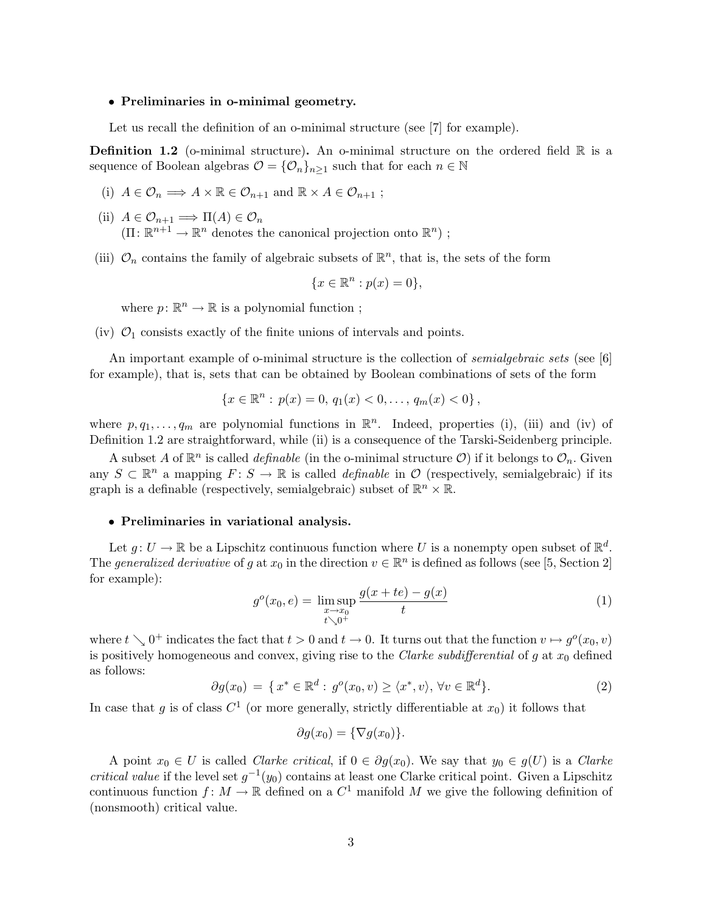- **Preliminaries in o-minimal geometry.**

Let us recall the definition of an o-minimal structure (see [7] for example).

**Definition 1.2** (o-minimal structure)**.** An o-minimal structure on the ordered field $\mathbb{R}$ is a sequence of Boolean algebras $\mathcal{O} = \{\mathcal{O}_n\}_{n\geq 1}$ such that for each $n \in \mathbb{N}$

(i) $A \in \mathcal{O}_n \Longrightarrow A \times \mathbb{R} \in \mathcal{O}_{n+1}$ and $\mathbb{R} \times A \in \mathcal{O}_{n+1}$ ;

(ii) $A \in \mathcal{O}_{n+1} \Longrightarrow \Pi(A) \in \mathcal{O}_n$
($\Pi\colon \mathbb{R}^{n+1} \to \mathbb{R}^n$ denotes the canonical projection onto $\mathbb{R}^n$) ;

(iii) $\mathcal{O}_n$ contains the family of algebraic subsets of $\mathbb{R}^n$, that is, the sets of the form

$$\{x \in \mathbb{R}^n : p(x) = 0\},$$

where $p\colon \mathbb{R}^n \to \mathbb{R}$ is a polynomial function ;

(iv) $\mathcal{O}_1$ consists exactly of the finite unions of intervals and points.

An important example of o-minimal structure is the collection of *semialgebraic sets* (see [6] for example), that is, sets that can be obtained by Boolean combinations of sets of the form

$$\{x \in \mathbb{R}^n : \, p(x) = 0, \, q_1(x) < 0, \ldots, \, q_m(x) < 0\},$$

where $p, q_1, \ldots, q_m$ are polynomial functions in $\mathbb{R}^n$. Indeed, properties (i), (iii) and (iv) of Definition 1.2 are straightforward, while (ii) is a consequence of the Tarski-Seidenberg principle.

A subset $A$ of $\mathbb{R}^n$ is called *definable* (in the o-minimal structure $\mathcal{O}$) if it belongs to $\mathcal{O}_n$. Given any $S \subset \mathbb{R}^n$ a mapping $F\colon S \to \mathbb{R}$ is called *definable* in $\mathcal{O}$ (respectively, semialgebraic) if its graph is a definable (respectively, semialgebraic) subset of $\mathbb{R}^n \times \mathbb{R}$.

- **Preliminaries in variational analysis.**

Let $g\colon U \to \mathbb{R}$ be a Lipschitz continuous function where $U$ is a nonempty open subset of $\mathbb{R}^d$. The *generalized derivative* of $g$ at $x_0$ in the direction $v \in \mathbb{R}^n$ is defined as follows (see [5, Section 2] for example):

$$g^o(x_0, e) = \limsup_{\substack{x \to x_0 \\ t \searrow 0^+}} \frac{g(x + te) - g(x)}{t} \tag{1}$$

where $t \searrow 0^+$ indicates the fact that $t > 0$ and $t \to 0$. It turns out that the function $v \mapsto g^o(x_0, v)$ is positively homogeneous and convex, giving rise to the *Clarke subdifferential* of $g$ at $x_0$ defined as follows:

$$\partial g(x_0) \, = \, \{ \, x^* \in \mathbb{R}^d : \, g^o(x_0, v) \geq \langle x^*, v \rangle, \, \forall v \in \mathbb{R}^d \}. \tag{2}$$

In case that $g$ is of class $C^1$ (or more generally, strictly differentiable at $x_0$) it follows that

$$\partial g(x_0) = \{\nabla g(x_0)\}.$$

A point $x_0 \in U$ is called *Clarke critical*, if $0 \in \partial g(x_0)$. We say that $y_0 \in g(U)$ is a *Clarke critical value* if the level set $g^{-1}(y_0)$ contains at least one Clarke critical point. Given a Lipschitz continuous function $f\colon M \to \mathbb{R}$ defined on a $C^1$ manifold $M$ we give the following definition of (nonsmooth) critical value.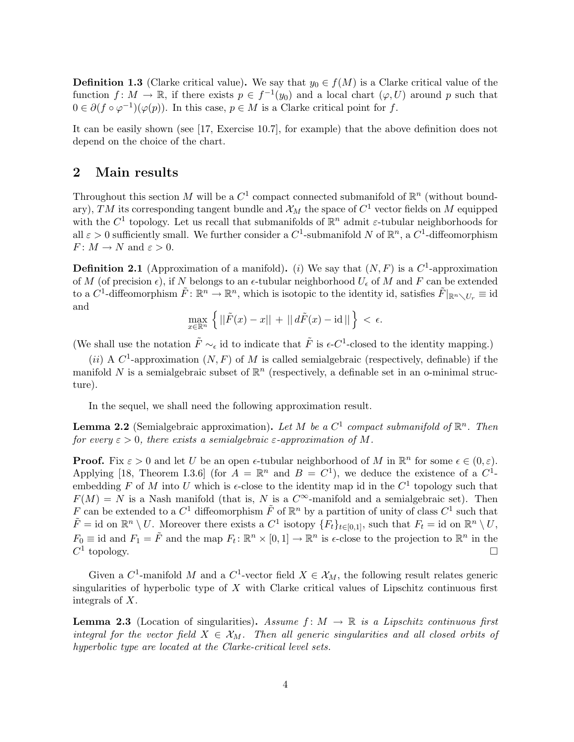**Definition 1.3** (Clarke critical value)**.** We say that $y_0 \in f(M)$ is a Clarke critical value of the function $f\colon M \to \mathbb{R}$, if there exists $p \in f^{-1}(y_0)$ and a local chart $(\varphi, U)$ around $p$ such that $0 \in \partial(f \circ \varphi^{-1})(\varphi(p))$. In this case, $p \in M$ is a Clarke critical point for $f$.

It can be easily shown (see [17, Exercise 10.7], for example) that the above definition does not depend on the choice of the chart.

## 2 Main results

Throughout this section $M$ will be a $C^1$ compact connected submanifold of $\mathbb{R}^n$ (without boundary), $TM$ its corresponding tangent bundle and $\mathcal{X}_M$ the space of $C^1$ vector fields on $M$ equipped with the $C^1$ topology. Let us recall that submanifolds of $\mathbb{R}^n$ admit $\varepsilon$-tubular neighborhoods for all $\varepsilon > 0$ sufficiently small. We further consider a $C^1$-submanifold $N$ of $\mathbb{R}^n$, a $C^1$-diffeomorphism $F\colon M \to N$ and $\varepsilon > 0$.

**Definition 2.1** (Approximation of a manifold)**.** $(i)$ We say that $(N, F)$ is a $C^1$-approximation of $M$ (of precision $\epsilon$), if $N$ belongs to an $\epsilon$-tubular neighborhood $U_\epsilon$ of $M$ and $F$ can be extended to a $C^1$-diffeomorphism $\tilde{F}\colon \mathbb{R}^n \to \mathbb{R}^n$, which is isotopic to the identity id, satisfies $\tilde{F}|_{\mathbb{R}^n \smallsetminus U_r} \equiv \mathrm{id}$ and

$$\max_{x \in \mathbb{R}^n} \left\{ ||\tilde{F}(x) - x|| \, + \, ||\, d\tilde{F}(x) - \mathrm{id}\, || \right\} \, < \, \epsilon.$$

(We shall use the notation $\tilde{F} \sim_\epsilon \mathrm{id}$ to indicate that $\tilde{F}$ is $\epsilon$-$C^1$-closed to the identity mapping.)

$(ii)$ A $C^1$-approximation $(N, F)$ of $M$ is called semialgebraic (respectively, definable) if the manifold $N$ is a semialgebraic subset of $\mathbb{R}^n$ (respectively, a definable set in an o-minimal structure).

In the sequel, we shall need the following approximation result.

**Lemma 2.2** (Semialgebraic approximation)**.** *Let $M$ be a $C^1$ compact submanifold of $\mathbb{R}^n$. Then for every $\varepsilon > 0$, there exists a semialgebraic $\varepsilon$-approximation of $M$.*

**Proof.** Fix $\varepsilon > 0$ and let $U$ be an open $\epsilon$-tubular neighborhood of $M$ in $\mathbb{R}^n$ for some $\epsilon \in (0, \varepsilon)$. Applying [18, Theorem I.3.6] (for $A = \mathbb{R}^n$ and $B = C^1$), we deduce the existence of a $C^1$-embedding $F$ of $M$ into $U$ which is $\epsilon$-close to the identity map id in the $C^1$ topology such that $F(M) = N$ is a Nash manifold (that is, $N$ is a $C^\infty$-manifold and a semialgebraic set). Then $F$ can be extended to a $C^1$ diffeomorphism $\tilde{F}$ of $\mathbb{R}^n$ by a partition of unity of class $C^1$ such that $\tilde{F} = \mathrm{id}$ on $\mathbb{R}^n \setminus U$. Moreover there exists a $C^1$ isotopy $\{F_t\}_{t \in [0,1]}$, such that $F_t = \mathrm{id}$ on $\mathbb{R}^n \setminus U$, $F_0 \equiv \mathrm{id}$ and $F_1 = \tilde{F}$ and the map $F_t\colon \mathbb{R}^n \times [0,1] \to \mathbb{R}^n$ is $\epsilon$-close to the projection to $\mathbb{R}^n$ in the $C^1$ topology. $\square$

Given a $C^1$-manifold $M$ and a $C^1$-vector field $X \in \mathcal{X}_M$, the following result relates generic singularities of hyperbolic type of $X$ with Clarke critical values of Lipschitz continuous first integrals of $X$.

**Lemma 2.3** (Location of singularities)**.** *Assume $f\colon M \to \mathbb{R}$ is a Lipschitz continuous first integral for the vector field $X \in \mathcal{X}_M$. Then all generic singularities and all closed orbits of hyperbolic type are located at the Clarke-critical level sets.*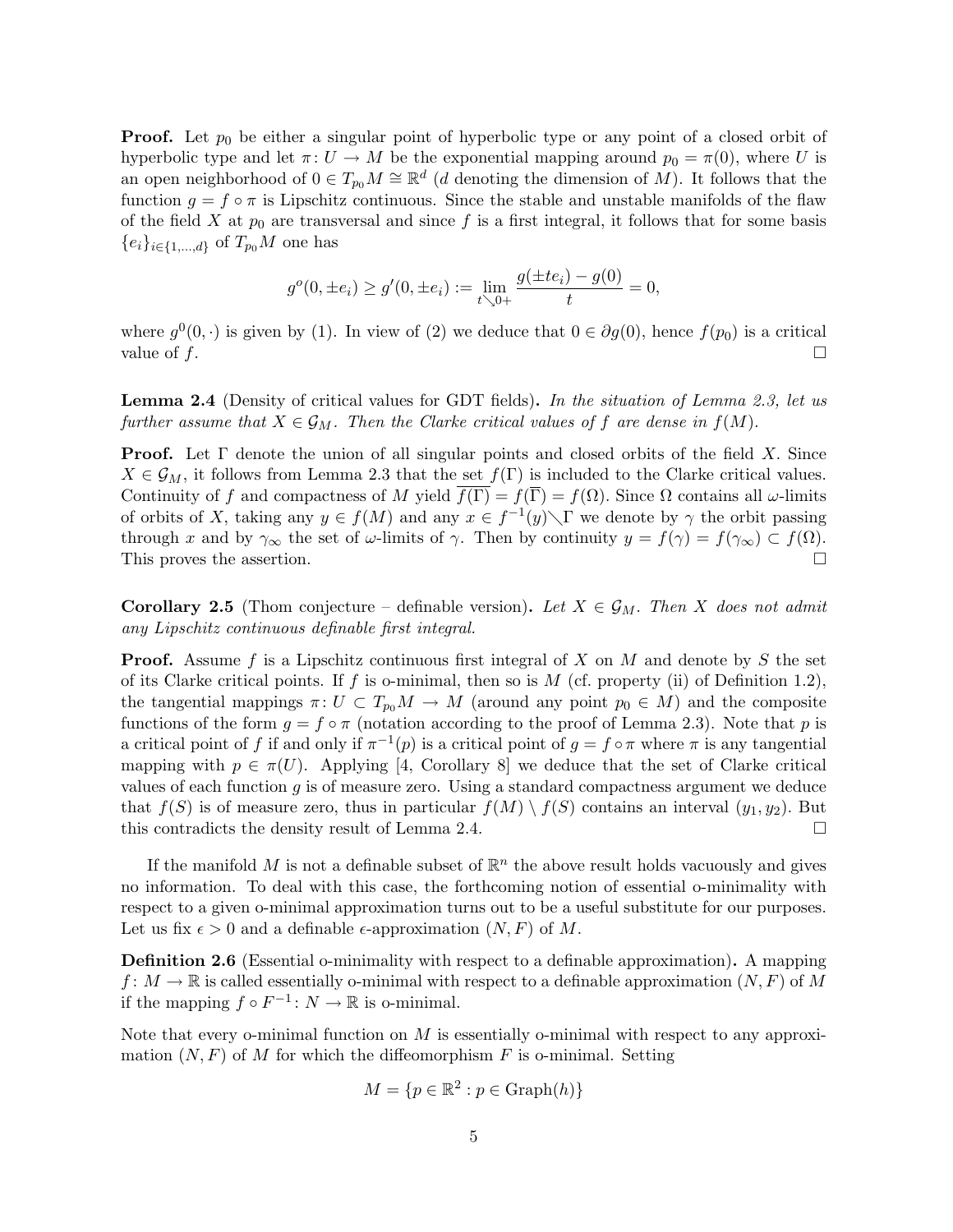**Proof.** Let $p_0$ be either a singular point of hyperbolic type or any point of a closed orbit of hyperbolic type and let $\pi\colon U \to M$ be the exponential mapping around $p_0 = \pi(0)$, where $U$ is an open neighborhood of $0 \in T_{p_0}M \cong \mathbb{R}^d$ ($d$ denoting the dimension of $M$). It follows that the function $g = f \circ \pi$ is Lipschitz continuous. Since the stable and unstable manifolds of the flaw of the field $X$ at $p_0$ are transversal and since $f$ is a first integral, it follows that for some basis $\{e_i\}_{i\in\{1,\dots,d\}}$ of $T_{p_0}M$ one has

$$g^o(0, \pm e_i) \geq g'(0, \pm e_i) := \lim_{t \searrow 0+} \frac{g(\pm t e_i) - g(0)}{t} = 0,$$

where $g^0(0, \cdot)$ is given by (1). In view of (2) we deduce that $0 \in \partial g(0)$, hence $f(p_0)$ is a critical value of $f$. $\square$

**Lemma 2.4** (Density of critical values for GDT fields)**.** *In the situation of Lemma 2.3, let us further assume that $X \in \mathcal{G}_M$. Then the Clarke critical values of $f$ are dense in $f(M)$.*

**Proof.** Let $\Gamma$ denote the union of all singular points and closed orbits of the field $X$. Since $X \in \mathcal{G}_M$, it follows from Lemma 2.3 that the set $f(\Gamma)$ is included to the Clarke critical values. Continuity of $f$ and compactness of $M$ yield $\overline{f(\Gamma)} = f(\overline{\Gamma}) = f(\Omega)$. Since $\Omega$ contains all $\omega$-limits of orbits of $X$, taking any $y \in f(M)$ and any $x \in f^{-1}(y) \setminus \Gamma$ we denote by $\gamma$ the orbit passing through $x$ and by $\gamma_\infty$ the set of $\omega$-limits of $\gamma$. Then by continuity $y = f(\gamma) = f(\gamma_\infty) \subset f(\Omega)$. This proves the assertion. $\square$

**Corollary 2.5** (Thom conjecture – definable version)**.** *Let $X \in \mathcal{G}_M$. Then $X$ does not admit any Lipschitz continuous definable first integral.*

**Proof.** Assume $f$ is a Lipschitz continuous first integral of $X$ on $M$ and denote by $S$ the set of its Clarke critical points. If $f$ is o-minimal, then so is $M$ (cf. property (ii) of Definition 1.2), the tangential mappings $\pi\colon U \subset T_{p_0}M \to M$ (around any point $p_0 \in M$) and the composite functions of the form $g = f \circ \pi$ (notation according to the proof of Lemma 2.3). Note that $p$ is a critical point of $f$ if and only if $\pi^{-1}(p)$ is a critical point of $g = f \circ \pi$ where $\pi$ is any tangential mapping with $p \in \pi(U)$. Applying [4, Corollary 8] we deduce that the set of Clarke critical values of each function $g$ is of measure zero. Using a standard compactness argument we deduce that $f(S)$ is of measure zero, thus in particular $f(M) \setminus f(S)$ contains an interval $(y_1, y_2)$. But this contradicts the density result of Lemma 2.4. $\square$

If the manifold $M$ is not a definable subset of $\mathbb{R}^n$ the above result holds vacuously and gives no information. To deal with this case, the forthcoming notion of essential o-minimality with respect to a given o-minimal approximation turns out to be a useful substitute for our purposes. Let us fix $\epsilon > 0$ and a definable $\epsilon$-approximation $(N, F)$ of $M$.

**Definition 2.6** (Essential o-minimality with respect to a definable approximation)**.** A mapping $f\colon M \to \mathbb{R}$ is called essentially o-minimal with respect to a definable approximation $(N, F)$ of $M$ if the mapping $f \circ F^{-1}\colon N \to \mathbb{R}$ is o-minimal.

Note that every o-minimal function on $M$ is essentially o-minimal with respect to any approximation $(N, F)$ of $M$ for which the diffeomorphism $F$ is o-minimal. Setting

$$M = \{p \in \mathbb{R}^2 : p \in \mathrm{Graph}(h)\}$$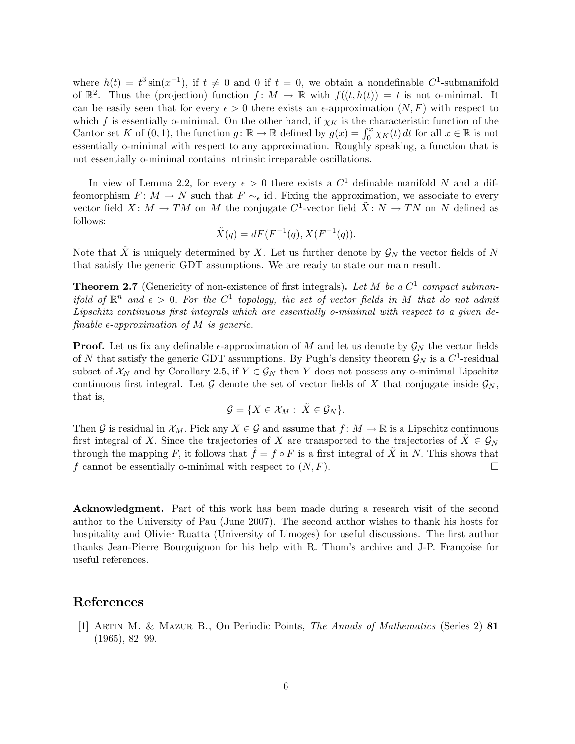where $h(t) = t^3 \sin(x^{-1})$, if $t \neq 0$ and 0 if $t = 0$, we obtain a nondefinable $C^1$-submanifold of $\mathbb{R}^2$. Thus the (projection) function $f\colon M \to \mathbb{R}$ with $f((t, h(t)) = t$ is not o-minimal. It can be easily seen that for every $\epsilon > 0$ there exists an $\epsilon$-approximation $(N, F)$ with respect to which $f$ is essentially o-minimal. On the other hand, if $\chi_K$ is the characteristic function of the Cantor set $K$ of $(0,1)$, the function $g\colon \mathbb{R} \to \mathbb{R}$ defined by $g(x) = \int_0^x \chi_K(t)\, dt$ for all $x \in \mathbb{R}$ is not essentially o-minimal with respect to any approximation. Roughly speaking, a function that is not essentially o-minimal contains intrinsic irreparable oscillations.

In view of Lemma 2.2, for every $\epsilon > 0$ there exists a $C^1$ definable manifold $N$ and a diffeomorphism $F\colon M \to N$ such that $F \sim_\epsilon \mathrm{id}$. Fixing the approximation, we associate to every vector field $X\colon M \to TM$ on $M$ the conjugate $C^1$-vector field $\tilde{X}\colon N \to TN$ on $N$ defined as follows:

$$\tilde{X}(q) = dF(F^{-1}(q), X(F^{-1}(q)).$$

Note that $\tilde{X}$ is uniquely determined by $X$. Let us further denote by $\mathcal{G}_N$ the vector fields of $N$ that satisfy the generic GDT assumptions. We are ready to state our main result.

**Theorem 2.7** (Genericity of non-existence of first integrals)**.** *Let $M$ be a $C^1$ compact submanifold of $\mathbb{R}^n$ and $\epsilon > 0$. For the $C^1$ topology, the set of vector fields in $M$ that do not admit Lipschitz continuous first integrals which are essentially o-minimal with respect to a given definable $\epsilon$-approximation of $M$ is generic.*

**Proof.** Let us fix any definable $\epsilon$-approximation of $M$ and let us denote by $\mathcal{G}_N$ the vector fields of $N$ that satisfy the generic GDT assumptions. By Pugh's density theorem $\mathcal{G}_N$ is a $C^1$-residual subset of $\mathcal{X}_N$ and by Corollary 2.5, if $Y \in \mathcal{G}_N$ then $Y$ does not possess any o-minimal Lipschitz continuous first integral. Let $\mathcal{G}$ denote the set of vector fields of $X$ that conjugate inside $\mathcal{G}_N$, that is,

$$\mathcal{G} = \{X \in \mathcal{X}_M :\ \tilde{X} \in \mathcal{G}_N\}.$$

Then $\mathcal{G}$ is residual in $\mathcal{X}_M$. Pick any $X \in \mathcal{G}$ and assume that $f\colon M \to \mathbb{R}$ is a Lipschitz continuous first integral of $X$. Since the trajectories of $X$ are transported to the trajectories of $\tilde{X} \in \mathcal{G}_N$ through the mapping $F$, it follows that $\tilde{f} = f \circ F$ is a first integral of $\tilde{X}$ in $N$. This shows that $f$ cannot be essentially o-minimal with respect to $(N, F)$. $\square$

---

**Acknowledgment.** Part of this work has been made during a research visit of the second author to the University of Pau (June 2007). The second author wishes to thank his hosts for hospitality and Olivier Ruatta (University of Limoges) for useful discussions. The first author thanks Jean-Pierre Bourguignon for his help with R. Thom's archive and J-P. Françoise for useful references.

## References

[1] Artin M. & Mazur B., On Periodic Points, *The Annals of Mathematics* (Series 2) **81** (1965), 82–99.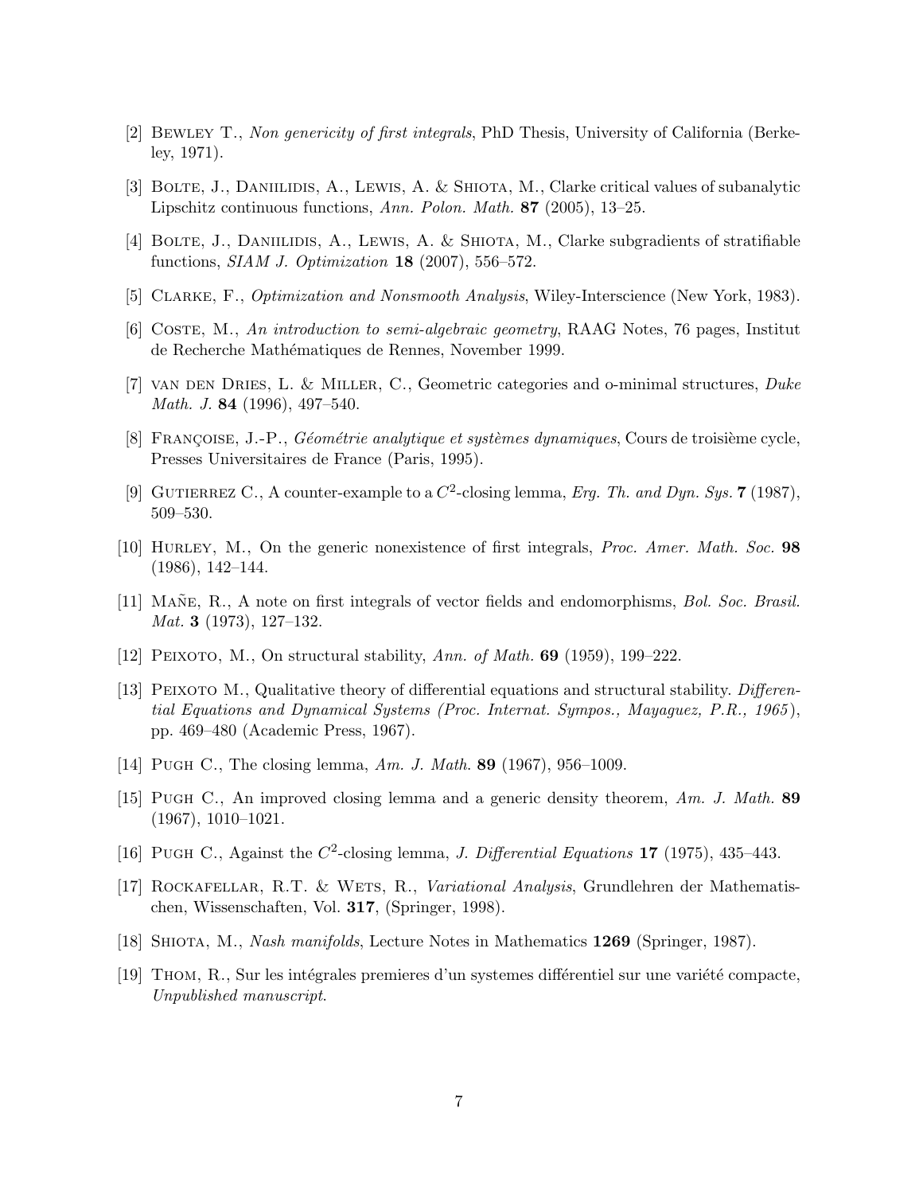[2] Bewley T., *Non genericity of first integrals*, PhD Thesis, University of California (Berkeley, 1971).

[3] Bolte, J., Daniilidis, A., Lewis, A. & Shiota, M., Clarke critical values of subanalytic Lipschitz continuous functions, *Ann. Polon. Math.* **87** (2005), 13–25.

[4] Bolte, J., Daniilidis, A., Lewis, A. & Shiota, M., Clarke subgradients of stratifiable functions, *SIAM J. Optimization* **18** (2007), 556–572.

[5] Clarke, F., *Optimization and Nonsmooth Analysis*, Wiley-Interscience (New York, 1983).

[6] Coste, M., *An introduction to semi-algebraic geometry*, RAAG Notes, 76 pages, Institut de Recherche Mathématiques de Rennes, November 1999.

[7] van den Dries, L. & Miller, C., Geometric categories and o-minimal structures, *Duke Math. J.* **84** (1996), 497–540.

[8] Françoise, J.-P., *Géométrie analytique et systèmes dynamiques*, Cours de troisième cycle, Presses Universitaires de France (Paris, 1995).

[9] Gutierrez C., A counter-example to a $C^2$-closing lemma, *Erg. Th. and Dyn. Sys.* **7** (1987), 509–530.

[10] Hurley, M., On the generic nonexistence of first integrals, *Proc. Amer. Math. Soc.* **98** (1986), 142–144.

[11] Mañe, R., A note on first integrals of vector fields and endomorphisms, *Bol. Soc. Brasil. Mat.* **3** (1973), 127–132.

[12] Peixoto, M., On structural stability, *Ann. of Math.* **69** (1959), 199–222.

[13] Peixoto M., Qualitative theory of differential equations and structural stability. *Differential Equations and Dynamical Systems (Proc. Internat. Sympos., Mayaguez, P.R., 1965)*, pp. 469–480 (Academic Press, 1967).

[14] Pugh C., The closing lemma, *Am. J. Math.* **89** (1967), 956–1009.

[15] Pugh C., An improved closing lemma and a generic density theorem, *Am. J. Math.* **89** (1967), 1010–1021.

[16] Pugh C., Against the $C^2$-closing lemma, *J. Differential Equations* **17** (1975), 435–443.

[17] Rockafellar, R.T. & Wets, R., *Variational Analysis*, Grundlehren der Mathematischen, Wissenschaften, Vol. **317**, (Springer, 1998).

[18] Shiota, M., *Nash manifolds*, Lecture Notes in Mathematics **1269** (Springer, 1987).

[19] Thom, R., Sur les intégrales premieres d'un systemes différentiel sur une variété compacte, *Unpublished manuscript*.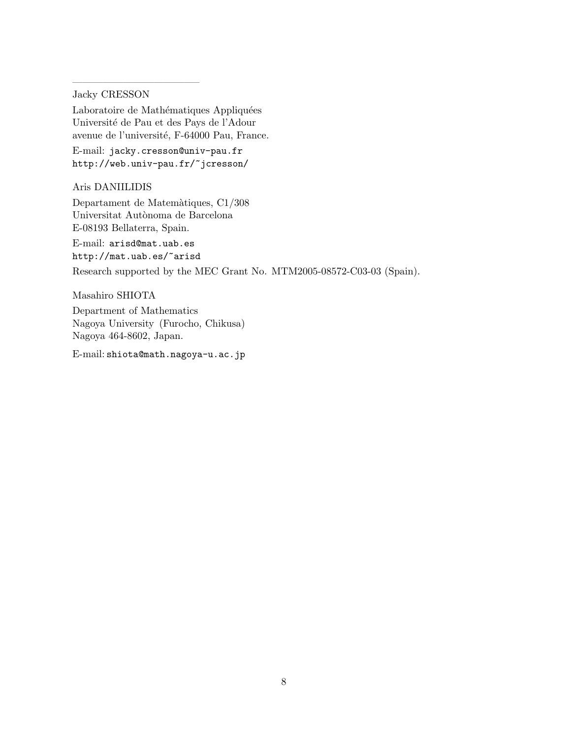---

Jacky CRESSON

Laboratoire de Mathématiques Appliquées
Université de Pau et des Pays de l'Adour
avenue de l'université, F-64000 Pau, France.

E-mail: jacky.cresson@univ-pau.fr
http://web.univ-pau.fr/~jcresson/

Aris DANIILIDIS

Departament de Matemàtiques, C1/308
Universitat Autònoma de Barcelona
E-08193 Bellaterra, Spain.

E-mail: arisd@mat.uab.es
http://mat.uab.es/~arisd

Research supported by the MEC Grant No. MTM2005-08572-C03-03 (Spain).

Masahiro SHIOTA

Department of Mathematics
Nagoya University (Furocho, Chikusa)
Nagoya 464-8602, Japan.

E-mail: shiota@math.nagoya-u.ac.jp